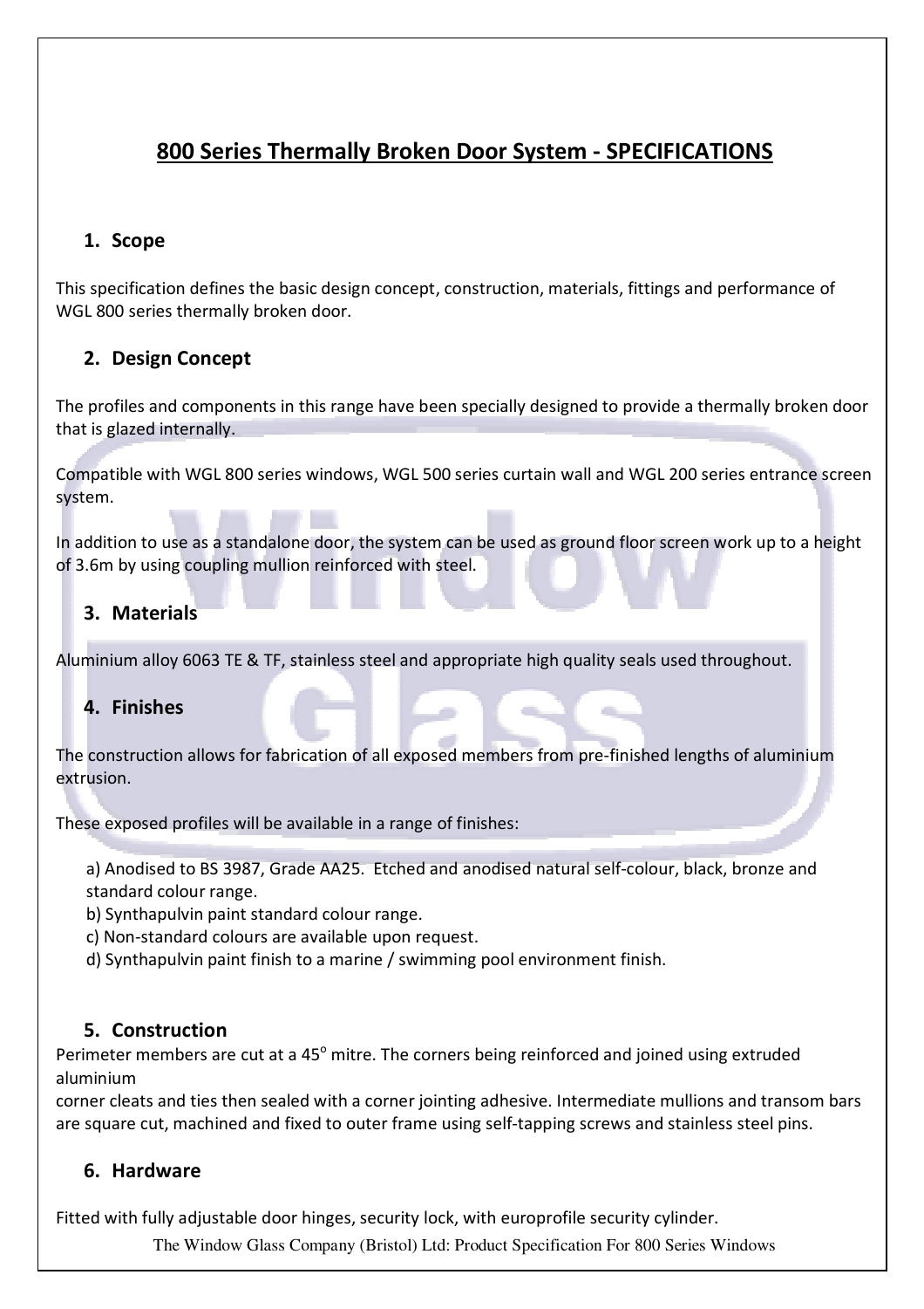# 800 Series Thermally Broken Door System - SPECIFICATIONS

## 1. Scope

This specification defines the basic design concept, construction, materials, fittings and performance of WGL 800 series thermally broken door.

## 2. Design Concept

The profiles and components in this range have been specially designed to provide a thermally broken door that is glazed internally.

Compatible with WGL 800 series windows, WGL 500 series curtain wall and WGL 200 series entrance screen system.

In addition to use as a standalone door, the system can be used as ground floor screen work up to a height of 3.6m by using coupling mullion reinforced with steel.

## 3. Materials

Aluminium alloy 6063 TE & TF, stainless steel and appropriate high quality seals used throughout.

## 4. Finishes

The construction allows for fabrication of all exposed members from pre-finished lengths of aluminium extrusion.

These exposed profiles will be available in a range of finishes:

a) Anodised to BS 3987, Grade AA25. Etched and anodised natural self-colour, black, bronze and standard colour range.
b) Synthapulvin paint standard colour range.
c) Non-standard colours are available upon request.
d) Synthapulvin paint finish to a marine / swimming pool environment finish.

## 5. Construction

Perimeter members are cut at a 45° mitre. The corners being reinforced and joined using extruded aluminium corner cleats and ties then sealed with a corner jointing adhesive. Intermediate mullions and transom bars are square cut, machined and fixed to outer frame using self-tapping screws and stainless steel pins.

## 6. Hardware

Fitted with fully adjustable door hinges, security lock, with europrofile security cylinder.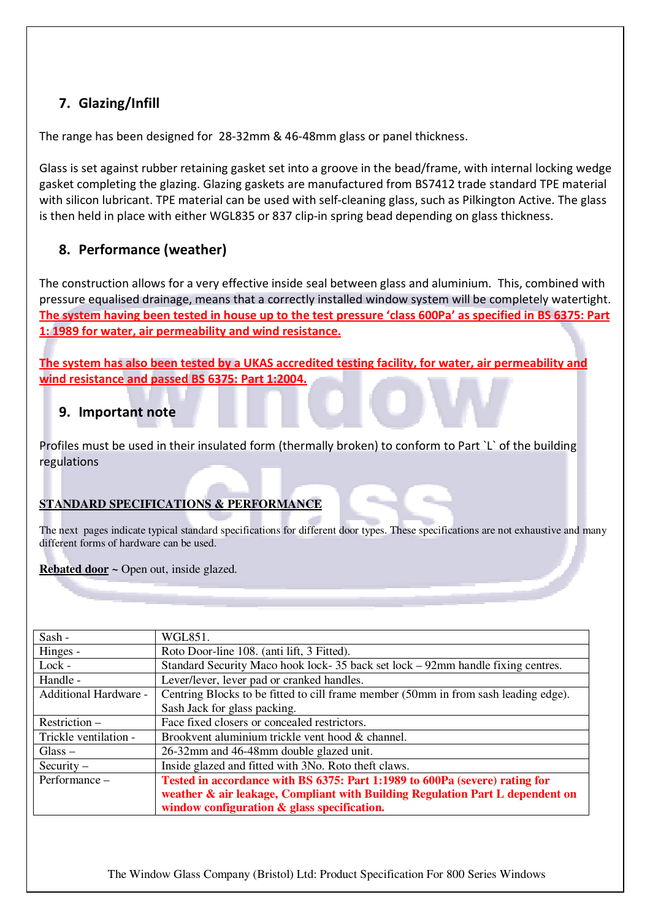## 7. Glazing/Infill

The range has been designed for 28-32mm & 46-48mm glass or panel thickness.

Glass is set against rubber retaining gasket set into a groove in the bead/frame, with internal locking wedge gasket completing the glazing. Glazing gaskets are manufactured from BS7412 trade standard TPE material with silicon lubricant. TPE material can be used with self-cleaning glass, such as Pilkington Active. The glass is then held in place with either WGL835 or 837 clip-in spring bead depending on glass thickness.

## 8. Performance (weather)

The construction allows for a very effective inside seal between glass and aluminium. This, combined with pressure equalised drainage, means that a correctly installed window system will be completely watertight. **The system having been tested in house up to the test pressure 'class 600Pa' as specified in BS 6375: Part 1: 1989 for water, air permeability and wind resistance.**

**The system has also been tested by a UKAS accredited testing facility, for water, air permeability and wind resistance and passed BS 6375: Part 1:2004.**

## 9. Important note

Profiles must be used in their insulated form (thermally broken) to conform to Part `L` of the building regulations

**STANDARD SPECIFICATIONS & PERFORMANCE**

The next pages indicate typical standard specifications for different door types. These specifications are not exhaustive and many different forms of hardware can be used.

**Rebated door** ~ Open out, inside glazed.

| | |
|---|---|
| Sash - | WGL851. |
| Hinges - | Roto Door-line 108. (anti lift, 3 Fitted). |
| Lock - | Standard Security Maco hook lock- 35 back set lock – 92mm handle fixing centres. |
| Handle - | Lever/lever, lever pad or cranked handles. |
| Additional Hardware - | Centring Blocks to be fitted to cill frame member (50mm in from sash leading edge). Sash Jack for glass packing. |
| Restriction – | Face fixed closers or concealed restrictors. |
| Trickle ventilation - | Brookvent aluminium trickle vent hood & channel. |
| Glass – | 26-32mm and 46-48mm double glazed unit. |
| Security – | Inside glazed and fitted with 3No. Roto theft claws. |
| Performance – | **Tested in accordance with BS 6375: Part 1:1989 to 600Pa (severe) rating for weather & air leakage, Compliant with Building Regulation Part L dependent on window configuration & glass specification.** |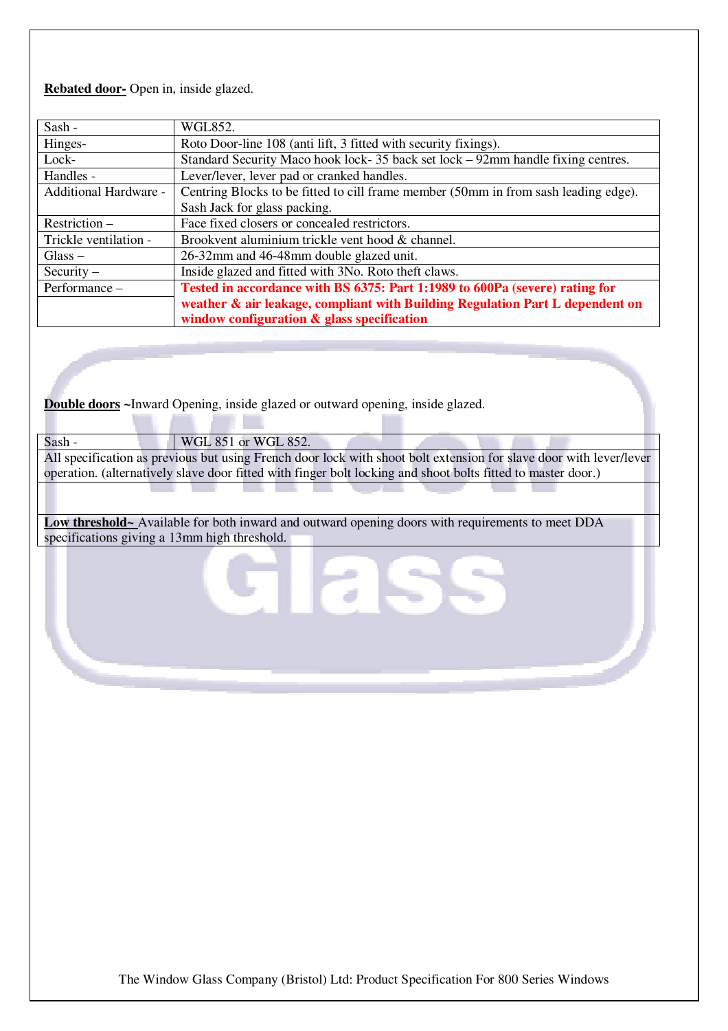**Rebated door-** Open in, inside glazed.

| | |
|---|---|
| Sash - | WGL852. |
| Hinges- | Roto Door-line 108 (anti lift, 3 fitted with security fixings). |
| Lock- | Standard Security Maco hook lock- 35 back set lock – 92mm handle fixing centres. |
| Handles - | Lever/lever, lever pad or cranked handles. |
| Additional Hardware - | Centring Blocks to be fitted to cill frame member (50mm in from sash leading edge). Sash Jack for glass packing. |
| Restriction – | Face fixed closers or concealed restrictors. |
| Trickle ventilation - | Brookvent aluminium trickle vent hood & channel. |
| Glass – | 26-32mm and 46-48mm double glazed unit. |
| Security – | Inside glazed and fitted with 3No. Roto theft claws. |
| Performance – | **Tested in accordance with BS 6375: Part 1:1989 to 600Pa (severe) rating for weather & air leakage, compliant with Building Regulation Part L dependent on window configuration & glass specification** |

**Double doors** ~Inward Opening, inside glazed or outward opening, inside glazed.

| | |
|---|---|
| Sash - | WGL 851 or WGL 852. |
| All specification as previous but using French door lock with shoot bolt extension for slave door with lever/lever operation. (alternatively slave door fitted with finger bolt locking and shoot bolts fitted to master door.) | |
| | |
| **Low threshold~** Available for both inward and outward opening doors with requirements to meet DDA specifications giving a 13mm high threshold. | |

The Window Glass Company (Bristol) Ltd: Product Specification For 800 Series Windows